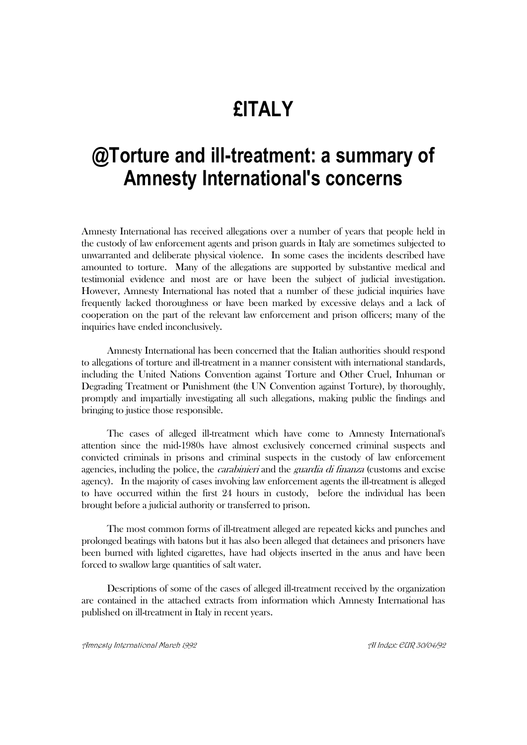# £ITALY

# @Torture and ill-treatment: a summary of Amnesty International's concerns

Amnesty International has received allegations over a number of years that people held in the custody of law enforcement agents and prison guards in Italy are sometimes subjected to unwarranted and deliberate physical violence. In some cases the incidents described have amounted to torture. Many of the allegations are supported by substantive medical and testimonial evidence and most are or have been the subject of judicial investigation. However, Amnesty International has noted that a number of these judicial inquiries have frequently lacked thoroughness or have been marked by excessive delays and a lack of cooperation on the part of the relevant law enforcement and prison officers; many of the inquiries have ended inconclusively.

Amnesty International has been concerned that the Italian authorities should respond to allegations of torture and ill-treatment in a manner consistent with international standards, including the United Nations Convention against Torture and Other Cruel, Inhuman or Degrading Treatment or Punishment (the UN Convention against Torture), by thoroughly, promptly and impartially investigating all such allegations, making public the findings and bringing to justice those responsible.

The cases of alleged ill-treatment which have come to Amnesty International's attention since the mid-1980s have almost exclusively concerned criminal suspects and convicted criminals in prisons and criminal suspects in the custody of law enforcement agencies, including the police, the *carabinieri* and the *guardia di finanza* (customs and excise agency). In the majority of cases involving law enforcement agents the ill-treatment is alleged to have occurred within the first 24 hours in custody, before the individual has been brought before a judicial authority or transferred to prison.

The most common forms of ill-treatment alleged are repeated kicks and punches and prolonged beatings with batons but it has also been alleged that detainees and prisoners have been burned with lighted cigarettes, have had objects inserted in the anus and have been forced to swallow large quantities of salt water.

Descriptions of some of the cases of alleged ill-treatment received by the organization are contained in the attached extracts from information which Amnesty International has published on ill-treatment in Italy in recent years.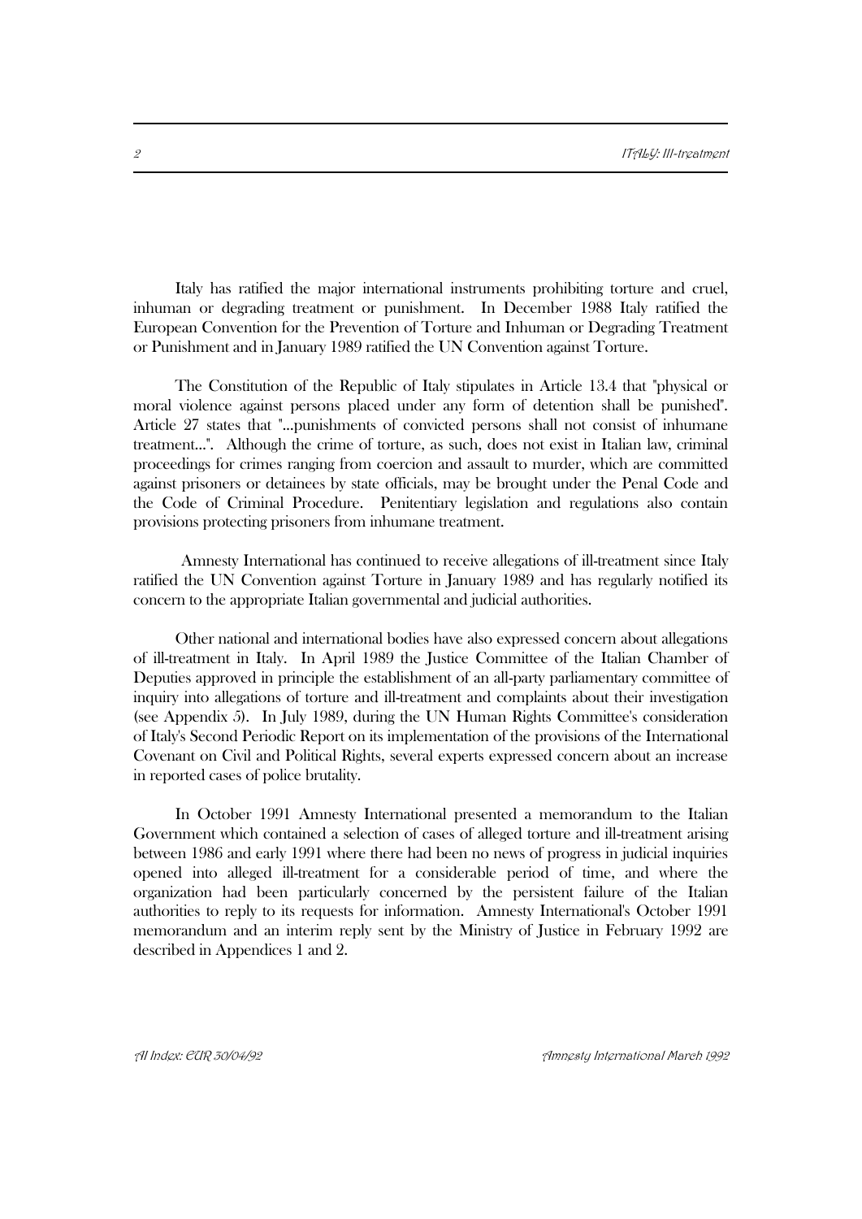Italy has ratified the major international instruments prohibiting torture and cruel, inhuman or degrading treatment or punishment. In December 1988 Italy ratified the European Convention for the Prevention of Torture and Inhuman or Degrading Treatment or Punishment and in January 1989 ratified the UN Convention against Torture.

The Constitution of the Republic of Italy stipulates in Article 13.4 that "physical or moral violence against persons placed under any form of detention shall be punished". Article 27 states that "...punishments of convicted persons shall not consist of inhumane treatment...". Although the crime of torture, as such, does not exist in Italian law, criminal proceedings for crimes ranging from coercion and assault to murder, which are committed against prisoners or detainees by state officials, may be brought under the Penal Code and the Code of Criminal Procedure. Penitentiary legislation and regulations also contain provisions protecting prisoners from inhumane treatment.

Amnesty International has continued to receive allegations of ill-treatment since Italy ratified the UN Convention against Torture in January 1989 and has regularly notified its concern to the appropriate Italian governmental and judicial authorities.

Other national and international bodies have also expressed concern about allegations of ill-treatment in Italy. In April 1989 the Justice Committee of the Italian Chamber of Deputies approved in principle the establishment of an all-party parliamentary committee of inquiry into allegations of torture and ill-treatment and complaints about their investigation (see Appendix 5). In July 1989, during the UN Human Rights Committee's consideration of Italy's Second Periodic Report on its implementation of the provisions of the International Covenant on Civil and Political Rights, several experts expressed concern about an increase in reported cases of police brutality.

In October 1991 Amnesty International presented a memorandum to the Italian Government which contained a selection of cases of alleged torture and ill-treatment arising between 1986 and early 1991 where there had been no news of progress in judicial inquiries opened into alleged ill-treatment for a considerable period of time, and where the organization had been particularly concerned by the persistent failure of the Italian authorities to reply to its requests for information. Amnesty International's October 1991 memorandum and an interim reply sent by the Ministry of Justice in February 1992 are described in Appendices 1 and 2.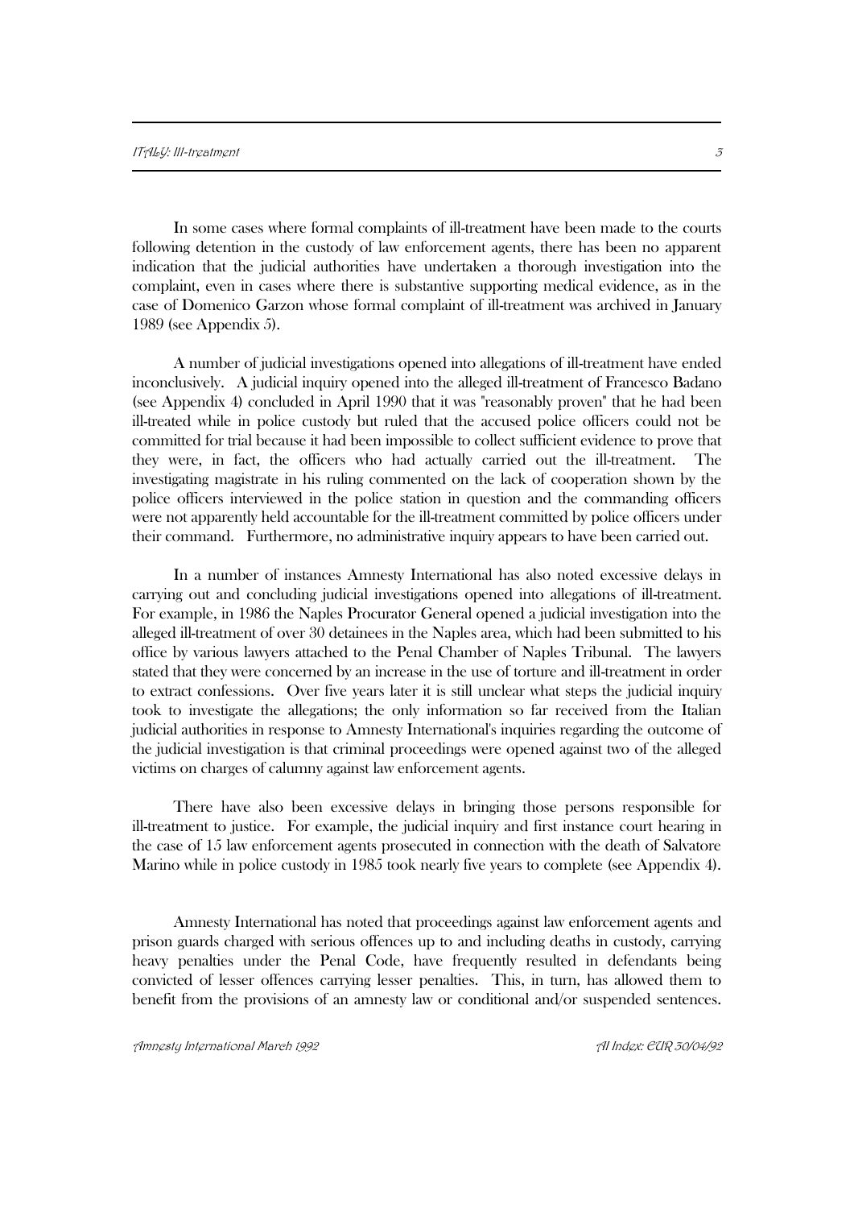In some cases where formal complaints of ill-treatment have been made to the courts following detention in the custody of law enforcement agents, there has been no apparent indication that the judicial authorities have undertaken a thorough investigation into the complaint, even in cases where there is substantive supporting medical evidence, as in the case of Domenico Garzon whose formal complaint of ill-treatment was archived in January 1989 (see Appendix 5).

A number of judicial investigations opened into allegations of ill-treatment have ended inconclusively. A judicial inquiry opened into the alleged ill-treatment of Francesco Badano (see Appendix 4) concluded in April 1990 that it was "reasonably proven" that he had been ill-treated while in police custody but ruled that the accused police officers could not be committed for trial because it had been impossible to collect sufficient evidence to prove that they were, in fact, the officers who had actually carried out the ill-treatment. The investigating magistrate in his ruling commented on the lack of cooperation shown by the police officers interviewed in the police station in question and the commanding officers were not apparently held accountable for the ill-treatment committed by police officers under their command. Furthermore, no administrative inquiry appears to have been carried out.

In a number of instances Amnesty International has also noted excessive delays in carrying out and concluding judicial investigations opened into allegations of ill-treatment. For example, in 1986 the Naples Procurator General opened a judicial investigation into the alleged ill-treatment of over 30 detainees in the Naples area, which had been submitted to his office by various lawyers attached to the Penal Chamber of Naples Tribunal. The lawyers stated that they were concerned by an increase in the use of torture and ill-treatment in order to extract confessions. Over five years later it is still unclear what steps the judicial inquiry took to investigate the allegations; the only information so far received from the Italian judicial authorities in response to Amnesty International's inquiries regarding the outcome of the judicial investigation is that criminal proceedings were opened against two of the alleged victims on charges of calumny against law enforcement agents.

There have also been excessive delays in bringing those persons responsible for ill-treatment to justice. For example, the judicial inquiry and first instance court hearing in the case of 15 law enforcement agents prosecuted in connection with the death of Salvatore Marino while in police custody in 1985 took nearly five years to complete (see Appendix 4).

Amnesty International has noted that proceedings against law enforcement agents and prison guards charged with serious offences up to and including deaths in custody, carrying heavy penalties under the Penal Code, have frequently resulted in defendants being convicted of lesser offences carrying lesser penalties. This, in turn, has allowed them to benefit from the provisions of an amnesty law or conditional and/or suspended sentences.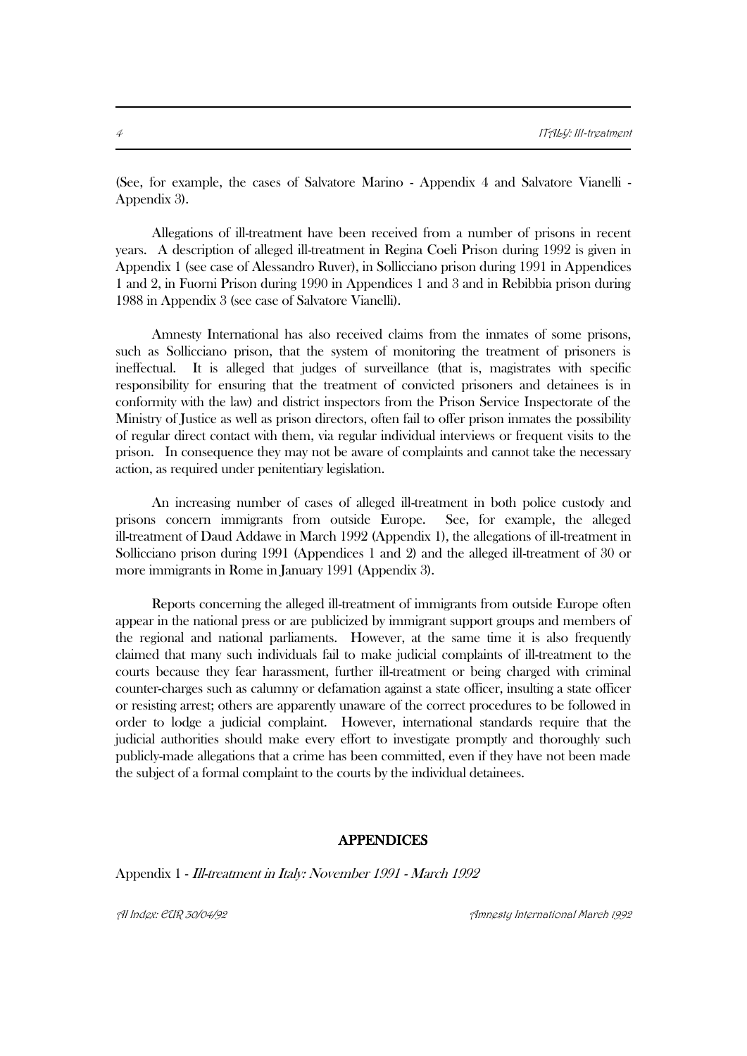(See, for example, the cases of Salvatore Marino - Appendix 4 and Salvatore Vianelli - Appendix 3).

Allegations of ill-treatment have been received from a number of prisons in recent years. A description of alleged ill-treatment in Regina Coeli Prison during 1992 is given in Appendix 1 (see case of Alessandro Ruver), in Sollicciano prison during 1991 in Appendices 1 and 2, in Fuorni Prison during 1990 in Appendices 1 and 3 and in Rebibbia prison during 1988 in Appendix 3 (see case of Salvatore Vianelli).

Amnesty International has also received claims from the inmates of some prisons, such as Sollicciano prison, that the system of monitoring the treatment of prisoners is ineffectual. It is alleged that judges of surveillance (that is, magistrates with specific responsibility for ensuring that the treatment of convicted prisoners and detainees is in conformity with the law) and district inspectors from the Prison Service Inspectorate of the Ministry of Justice as well as prison directors, often fail to offer prison inmates the possibility of regular direct contact with them, via regular individual interviews or frequent visits to the prison. In consequence they may not be aware of complaints and cannot take the necessary action, as required under penitentiary legislation.

An increasing number of cases of alleged ill-treatment in both police custody and prisons concern immigrants from outside Europe. See, for example, the alleged ill-treatment of Daud Addawe in March 1992 (Appendix 1), the allegations of ill-treatment in Sollicciano prison during 1991 (Appendices 1 and 2) and the alleged ill-treatment of 30 or more immigrants in Rome in January 1991 (Appendix 3).

Reports concerning the alleged ill-treatment of immigrants from outside Europe often appear in the national press or are publicized by immigrant support groups and members of the regional and national parliaments. However, at the same time it is also frequently claimed that many such individuals fail to make judicial complaints of ill-treatment to the courts because they fear harassment, further ill-treatment or being charged with criminal counter-charges such as calumny or defamation against a state officer, insulting a state officer or resisting arrest; others are apparently unaware of the correct procedures to be followed in order to lodge a judicial complaint. However, international standards require that the judicial authorities should make every effort to investigate promptly and thoroughly such publicly-made allegations that a crime has been committed, even if they have not been made the subject of a formal complaint to the courts by the individual detainees.

## APPENDICES

Appendix 1 - *Ill-treatment in Italy: November 1991 - March 1992*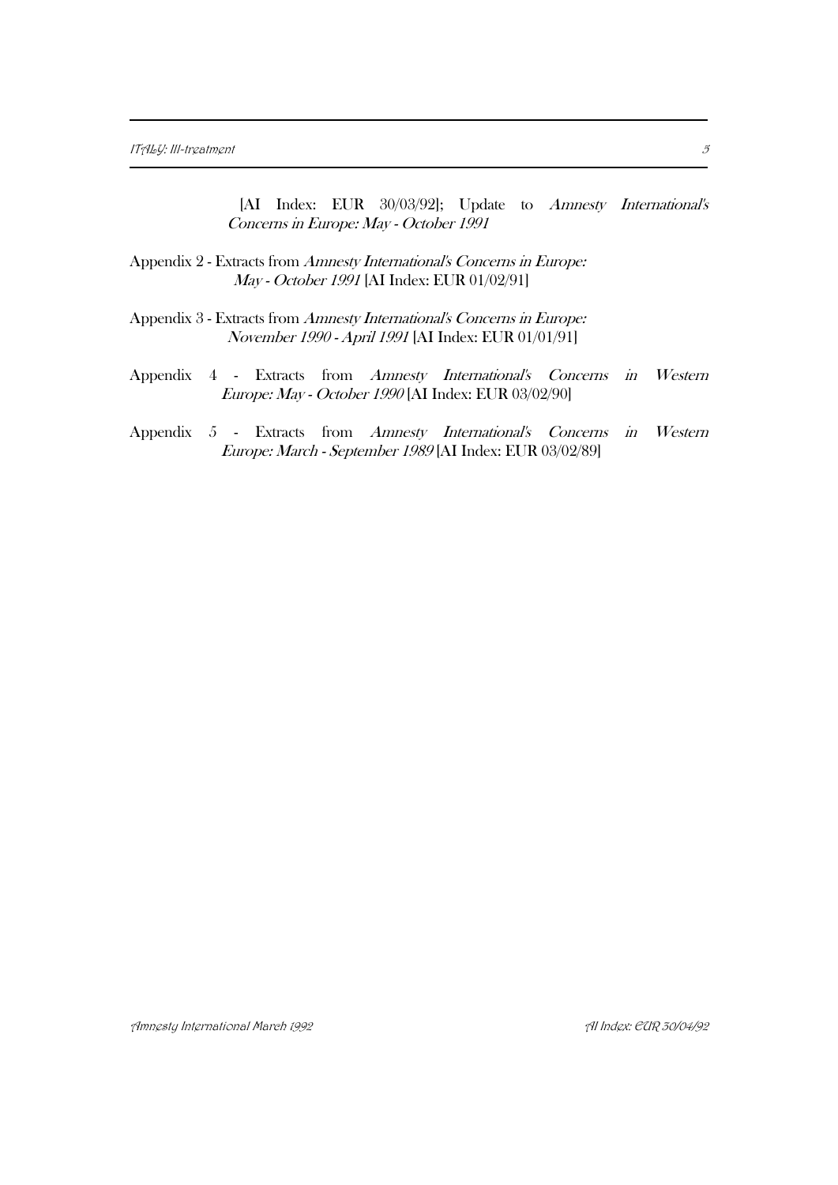[AI Index: EUR 30/03/92]; Update to *Amnesty International's Concerns in Europe: May - October 1991*

Appendix 2 - Extracts from *Amnesty International's Concerns in Europe: May - October 1991* [AI Index: EUR 01/02/91]

Appendix 3 - Extracts from *Amnesty International's Concerns in Europe: November 1990 - April 1991* [AI Index: EUR 01/01/91]

Appendix 4 - Extracts from *Amnesty International's Concerns in Western Europe: May - October 1990* [AI Index: EUR 03/02/90]

Appendix 5 - Extracts from *Amnesty International's Concerns in Western Europe: March - September 1989* [AI Index: EUR 03/02/89]